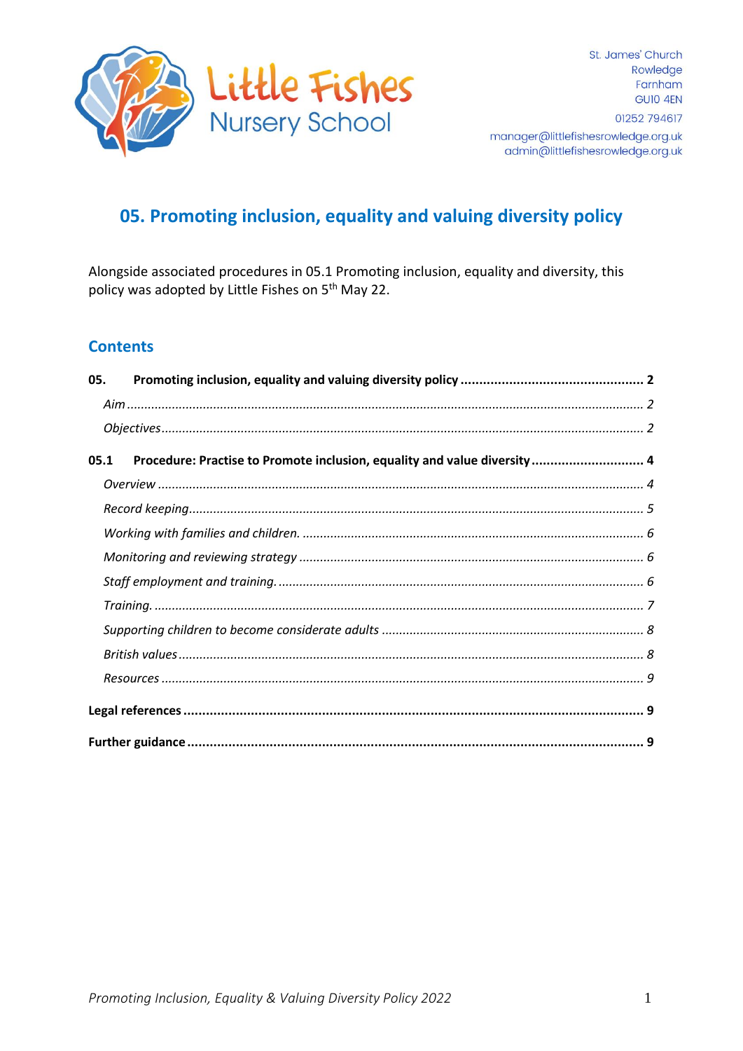Little Fishes Nursery School

St. James' Church
Rowledge
Farnham
GU10 4EN

01252 794617

manager@littlefishesrowledge.org.uk
admin@littlefishesrowledge.org.uk

# 05. Promoting inclusion, equality and valuing diversity policy

Alongside associated procedures in 05.1 Promoting inclusion, equality and diversity, this policy was adopted by Little Fishes on 5th May 22.

## Contents

**05. Promoting inclusion, equality and valuing diversity policy ..... 2**

*Aim ..... 2*

*Objectives ..... 2*

**05.1 Procedure: Practise to Promote inclusion, equality and value diversity ..... 4**

*Overview ..... 4*

*Record keeping ..... 5*

*Working with families and children. ..... 6*

*Monitoring and reviewing strategy ..... 6*

*Staff employment and training. ..... 6*

*Training. ..... 7*

*Supporting children to become considerate adults ..... 8*

*British values ..... 8*

*Resources ..... 9*

**Legal references ..... 9**

**Further guidance ..... 9**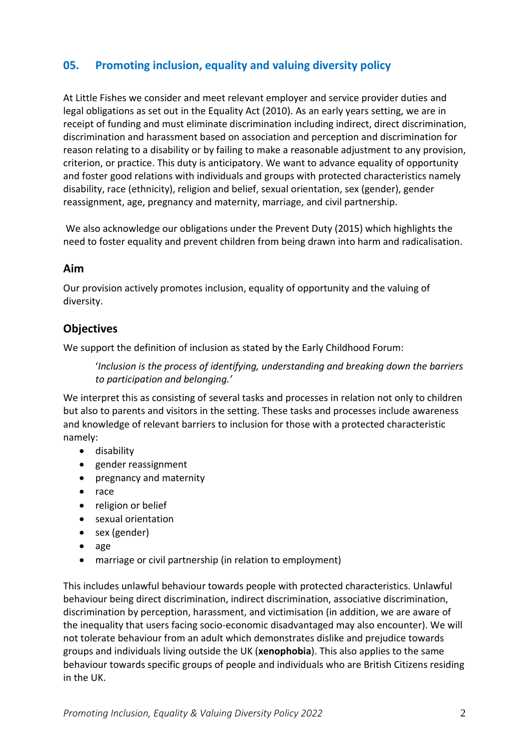## 05. Promoting inclusion, equality and valuing diversity policy

At Little Fishes we consider and meet relevant employer and service provider duties and legal obligations as set out in the Equality Act (2010). As an early years setting, we are in receipt of funding and must eliminate discrimination including indirect, direct discrimination, discrimination and harassment based on association and perception and discrimination for reason relating to a disability or by failing to make a reasonable adjustment to any provision, criterion, or practice. This duty is anticipatory. We want to advance equality of opportunity and foster good relations with individuals and groups with protected characteristics namely disability, race (ethnicity), religion and belief, sexual orientation, sex (gender), gender reassignment, age, pregnancy and maternity, marriage, and civil partnership.

We also acknowledge our obligations under the Prevent Duty (2015) which highlights the need to foster equality and prevent children from being drawn into harm and radicalisation.

### Aim

Our provision actively promotes inclusion, equality of opportunity and the valuing of diversity.

### Objectives

We support the definition of inclusion as stated by the Early Childhood Forum:

> '*Inclusion is the process of identifying, understanding and breaking down the barriers to participation and belonging.'*

We interpret this as consisting of several tasks and processes in relation not only to children but also to parents and visitors in the setting. These tasks and processes include awareness and knowledge of relevant barriers to inclusion for those with a protected characteristic namely:

- disability
- gender reassignment
- pregnancy and maternity
- race
- religion or belief
- sexual orientation
- sex (gender)
- age
- marriage or civil partnership (in relation to employment)

This includes unlawful behaviour towards people with protected characteristics. Unlawful behaviour being direct discrimination, indirect discrimination, associative discrimination, discrimination by perception, harassment, and victimisation (in addition, we are aware of the inequality that users facing socio-economic disadvantaged may also encounter). We will not tolerate behaviour from an adult which demonstrates dislike and prejudice towards groups and individuals living outside the UK (**xenophobia**). This also applies to the same behaviour towards specific groups of people and individuals who are British Citizens residing in the UK.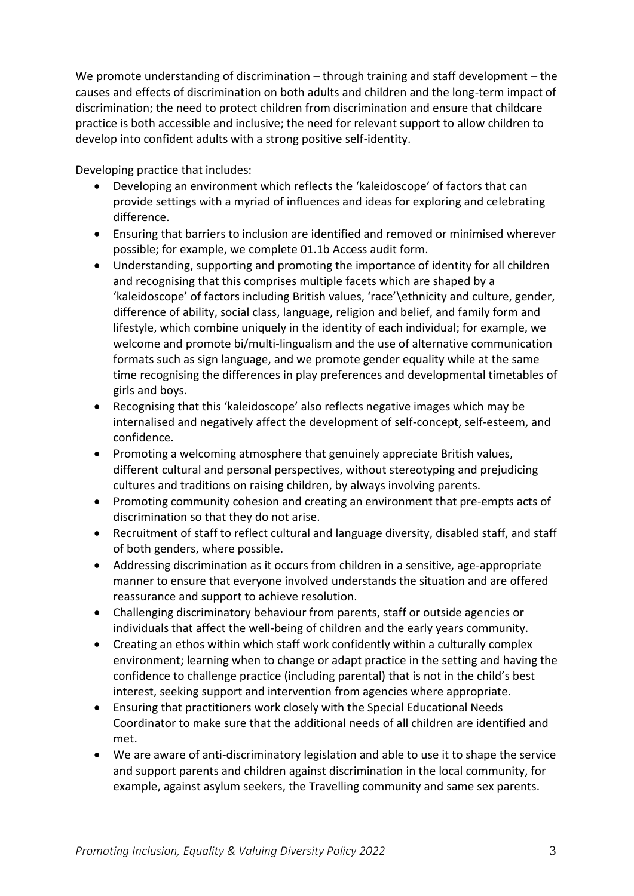We promote understanding of discrimination – through training and staff development – the causes and effects of discrimination on both adults and children and the long-term impact of discrimination; the need to protect children from discrimination and ensure that childcare practice is both accessible and inclusive; the need for relevant support to allow children to develop into confident adults with a strong positive self-identity.

Developing practice that includes:

- Developing an environment which reflects the 'kaleidoscope' of factors that can provide settings with a myriad of influences and ideas for exploring and celebrating difference.
- Ensuring that barriers to inclusion are identified and removed or minimised wherever possible; for example, we complete 01.1b Access audit form.
- Understanding, supporting and promoting the importance of identity for all children and recognising that this comprises multiple facets which are shaped by a 'kaleidoscope' of factors including British values, 'race'\ethnicity and culture, gender, difference of ability, social class, language, religion and belief, and family form and lifestyle, which combine uniquely in the identity of each individual; for example, we welcome and promote bi/multi-lingualism and the use of alternative communication formats such as sign language, and we promote gender equality while at the same time recognising the differences in play preferences and developmental timetables of girls and boys.
- Recognising that this 'kaleidoscope' also reflects negative images which may be internalised and negatively affect the development of self-concept, self-esteem, and confidence.
- Promoting a welcoming atmosphere that genuinely appreciate British values, different cultural and personal perspectives, without stereotyping and prejudicing cultures and traditions on raising children, by always involving parents.
- Promoting community cohesion and creating an environment that pre-empts acts of discrimination so that they do not arise.
- Recruitment of staff to reflect cultural and language diversity, disabled staff, and staff of both genders, where possible.
- Addressing discrimination as it occurs from children in a sensitive, age-appropriate manner to ensure that everyone involved understands the situation and are offered reassurance and support to achieve resolution.
- Challenging discriminatory behaviour from parents, staff or outside agencies or individuals that affect the well-being of children and the early years community.
- Creating an ethos within which staff work confidently within a culturally complex environment; learning when to change or adapt practice in the setting and having the confidence to challenge practice (including parental) that is not in the child's best interest, seeking support and intervention from agencies where appropriate.
- Ensuring that practitioners work closely with the Special Educational Needs Coordinator to make sure that the additional needs of all children are identified and met.
- We are aware of anti-discriminatory legislation and able to use it to shape the service and support parents and children against discrimination in the local community, for example, against asylum seekers, the Travelling community and same sex parents.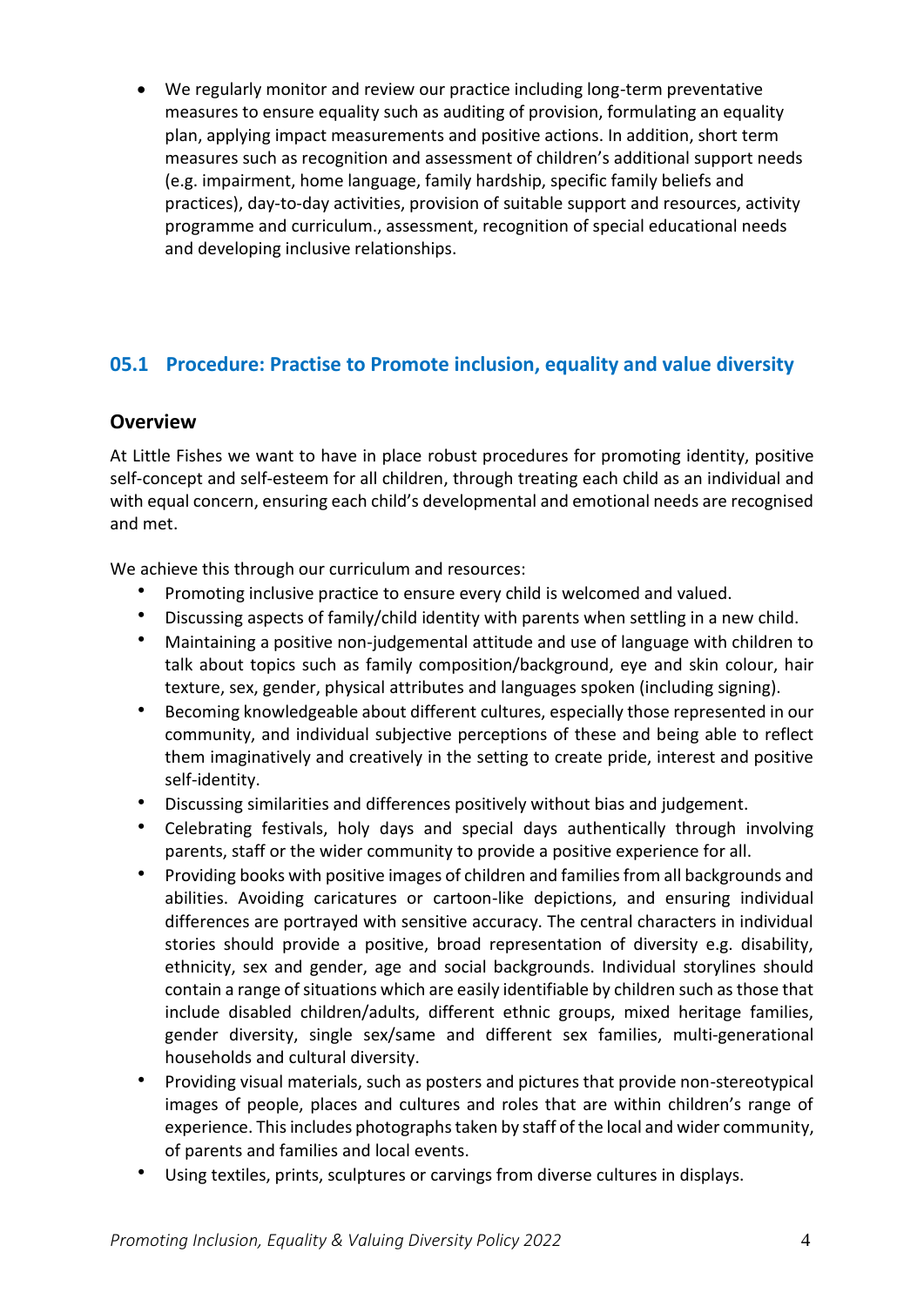- We regularly monitor and review our practice including long-term preventative measures to ensure equality such as auditing of provision, formulating an equality plan, applying impact measurements and positive actions. In addition, short term measures such as recognition and assessment of children's additional support needs (e.g. impairment, home language, family hardship, specific family beliefs and practices), day-to-day activities, provision of suitable support and resources, activity programme and curriculum., assessment, recognition of special educational needs and developing inclusive relationships.

## 05.1 Procedure: Practise to Promote inclusion, equality and value diversity

### Overview

At Little Fishes we want to have in place robust procedures for promoting identity, positive self-concept and self-esteem for all children, through treating each child as an individual and with equal concern, ensuring each child's developmental and emotional needs are recognised and met.

We achieve this through our curriculum and resources:

- Promoting inclusive practice to ensure every child is welcomed and valued.
- Discussing aspects of family/child identity with parents when settling in a new child.
- Maintaining a positive non-judgemental attitude and use of language with children to talk about topics such as family composition/background, eye and skin colour, hair texture, sex, gender, physical attributes and languages spoken (including signing).
- Becoming knowledgeable about different cultures, especially those represented in our community, and individual subjective perceptions of these and being able to reflect them imaginatively and creatively in the setting to create pride, interest and positive self-identity.
- Discussing similarities and differences positively without bias and judgement.
- Celebrating festivals, holy days and special days authentically through involving parents, staff or the wider community to provide a positive experience for all.
- Providing books with positive images of children and families from all backgrounds and abilities. Avoiding caricatures or cartoon-like depictions, and ensuring individual differences are portrayed with sensitive accuracy. The central characters in individual stories should provide a positive, broad representation of diversity e.g. disability, ethnicity, sex and gender, age and social backgrounds. Individual storylines should contain a range of situations which are easily identifiable by children such as those that include disabled children/adults, different ethnic groups, mixed heritage families, gender diversity, single sex/same and different sex families, multi-generational households and cultural diversity.
- Providing visual materials, such as posters and pictures that provide non-stereotypical images of people, places and cultures and roles that are within children's range of experience. This includes photographs taken by staff of the local and wider community, of parents and families and local events.
- Using textiles, prints, sculptures or carvings from diverse cultures in displays.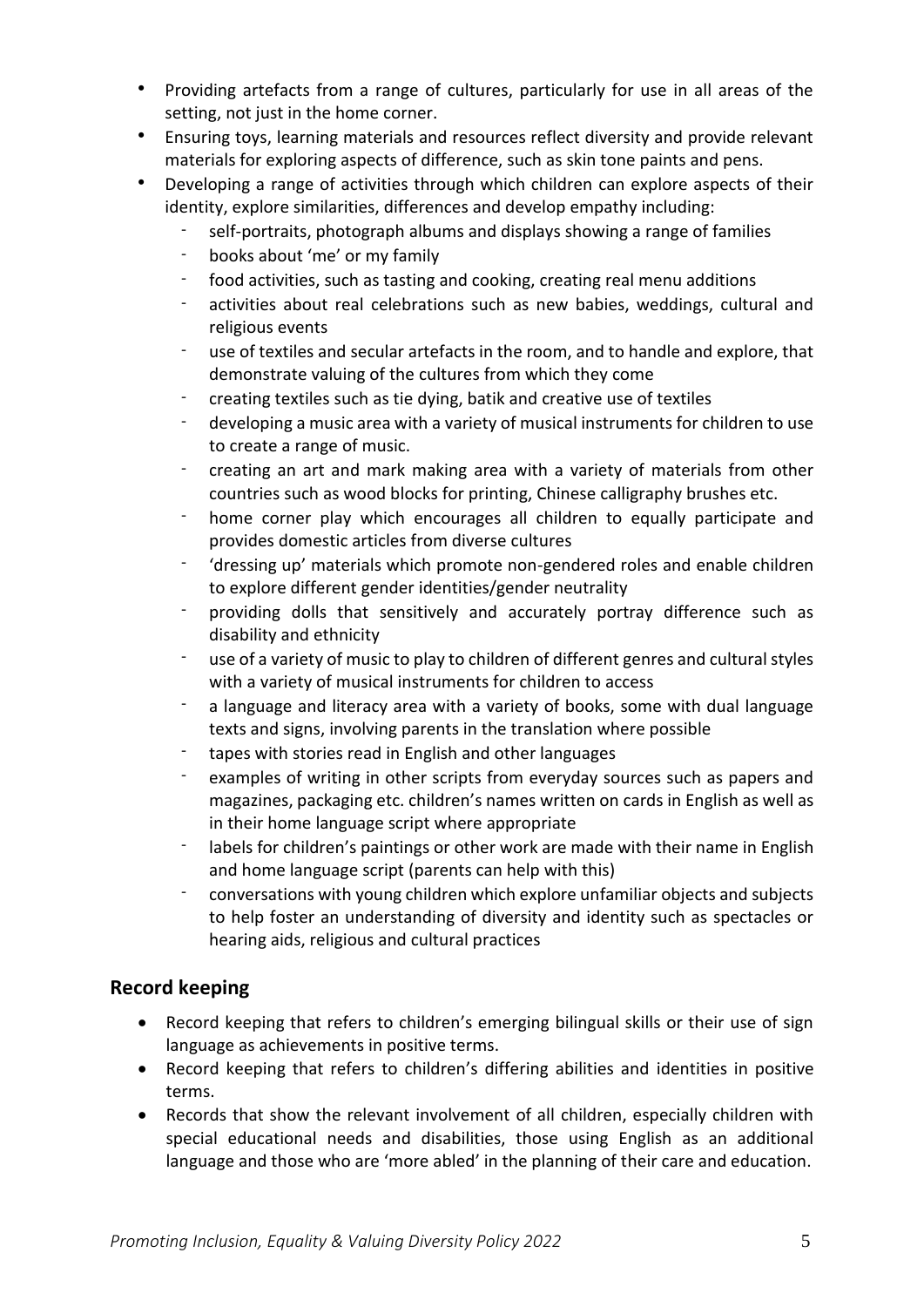- Providing artefacts from a range of cultures, particularly for use in all areas of the setting, not just in the home corner.
- Ensuring toys, learning materials and resources reflect diversity and provide relevant materials for exploring aspects of difference, such as skin tone paints and pens.
- Developing a range of activities through which children can explore aspects of their identity, explore similarities, differences and develop empathy including:
  - self-portraits, photograph albums and displays showing a range of families
  - books about 'me' or my family
  - food activities, such as tasting and cooking, creating real menu additions
  - activities about real celebrations such as new babies, weddings, cultural and religious events
  - use of textiles and secular artefacts in the room, and to handle and explore, that demonstrate valuing of the cultures from which they come
  - creating textiles such as tie dying, batik and creative use of textiles
  - developing a music area with a variety of musical instruments for children to use to create a range of music.
  - creating an art and mark making area with a variety of materials from other countries such as wood blocks for printing, Chinese calligraphy brushes etc.
  - home corner play which encourages all children to equally participate and provides domestic articles from diverse cultures
  - 'dressing up' materials which promote non-gendered roles and enable children to explore different gender identities/gender neutrality
  - providing dolls that sensitively and accurately portray difference such as disability and ethnicity
  - use of a variety of music to play to children of different genres and cultural styles with a variety of musical instruments for children to access
  - a language and literacy area with a variety of books, some with dual language texts and signs, involving parents in the translation where possible
  - tapes with stories read in English and other languages
  - examples of writing in other scripts from everyday sources such as papers and magazines, packaging etc. children's names written on cards in English as well as in their home language script where appropriate
  - labels for children's paintings or other work are made with their name in English and home language script (parents can help with this)
  - conversations with young children which explore unfamiliar objects and subjects to help foster an understanding of diversity and identity such as spectacles or hearing aids, religious and cultural practices

## Record keeping

- Record keeping that refers to children's emerging bilingual skills or their use of sign language as achievements in positive terms.
- Record keeping that refers to children's differing abilities and identities in positive terms.
- Records that show the relevant involvement of all children, especially children with special educational needs and disabilities, those using English as an additional language and those who are 'more abled' in the planning of their care and education.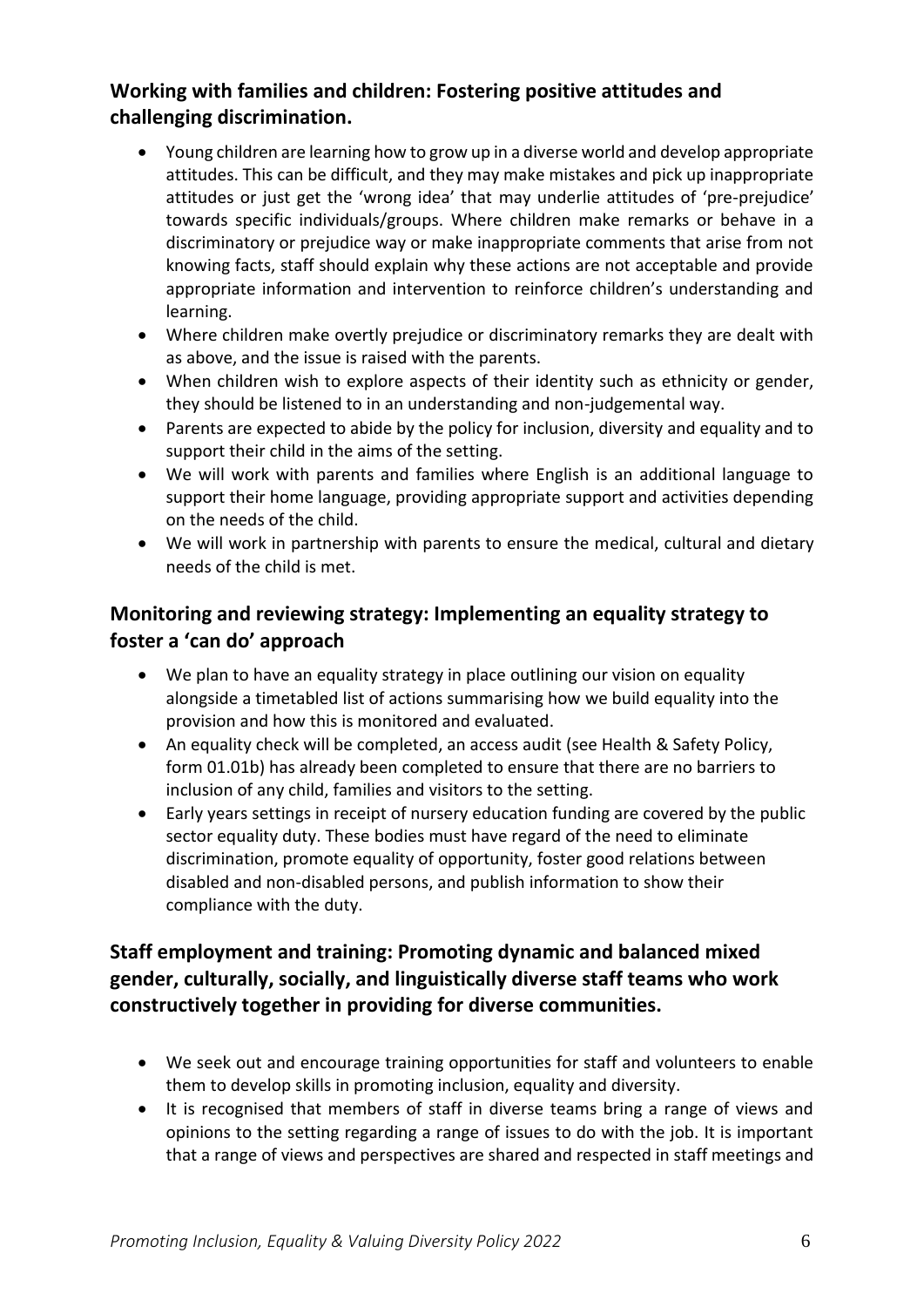### Working with families and children: Fostering positive attitudes and challenging discrimination.

- Young children are learning how to grow up in a diverse world and develop appropriate attitudes. This can be difficult, and they may make mistakes and pick up inappropriate attitudes or just get the 'wrong idea' that may underlie attitudes of 'pre-prejudice' towards specific individuals/groups. Where children make remarks or behave in a discriminatory or prejudice way or make inappropriate comments that arise from not knowing facts, staff should explain why these actions are not acceptable and provide appropriate information and intervention to reinforce children's understanding and learning.
- Where children make overtly prejudice or discriminatory remarks they are dealt with as above, and the issue is raised with the parents.
- When children wish to explore aspects of their identity such as ethnicity or gender, they should be listened to in an understanding and non-judgemental way.
- Parents are expected to abide by the policy for inclusion, diversity and equality and to support their child in the aims of the setting.
- We will work with parents and families where English is an additional language to support their home language, providing appropriate support and activities depending on the needs of the child.
- We will work in partnership with parents to ensure the medical, cultural and dietary needs of the child is met.

### Monitoring and reviewing strategy: Implementing an equality strategy to foster a 'can do' approach

- We plan to have an equality strategy in place outlining our vision on equality alongside a timetabled list of actions summarising how we build equality into the provision and how this is monitored and evaluated.
- An equality check will be completed, an access audit (see Health & Safety Policy, form 01.01b) has already been completed to ensure that there are no barriers to inclusion of any child, families and visitors to the setting.
- Early years settings in receipt of nursery education funding are covered by the public sector equality duty. These bodies must have regard of the need to eliminate discrimination, promote equality of opportunity, foster good relations between disabled and non-disabled persons, and publish information to show their compliance with the duty.

### Staff employment and training: Promoting dynamic and balanced mixed gender, culturally, socially, and linguistically diverse staff teams who work constructively together in providing for diverse communities.

- We seek out and encourage training opportunities for staff and volunteers to enable them to develop skills in promoting inclusion, equality and diversity.
- It is recognised that members of staff in diverse teams bring a range of views and opinions to the setting regarding a range of issues to do with the job. It is important that a range of views and perspectives are shared and respected in staff meetings and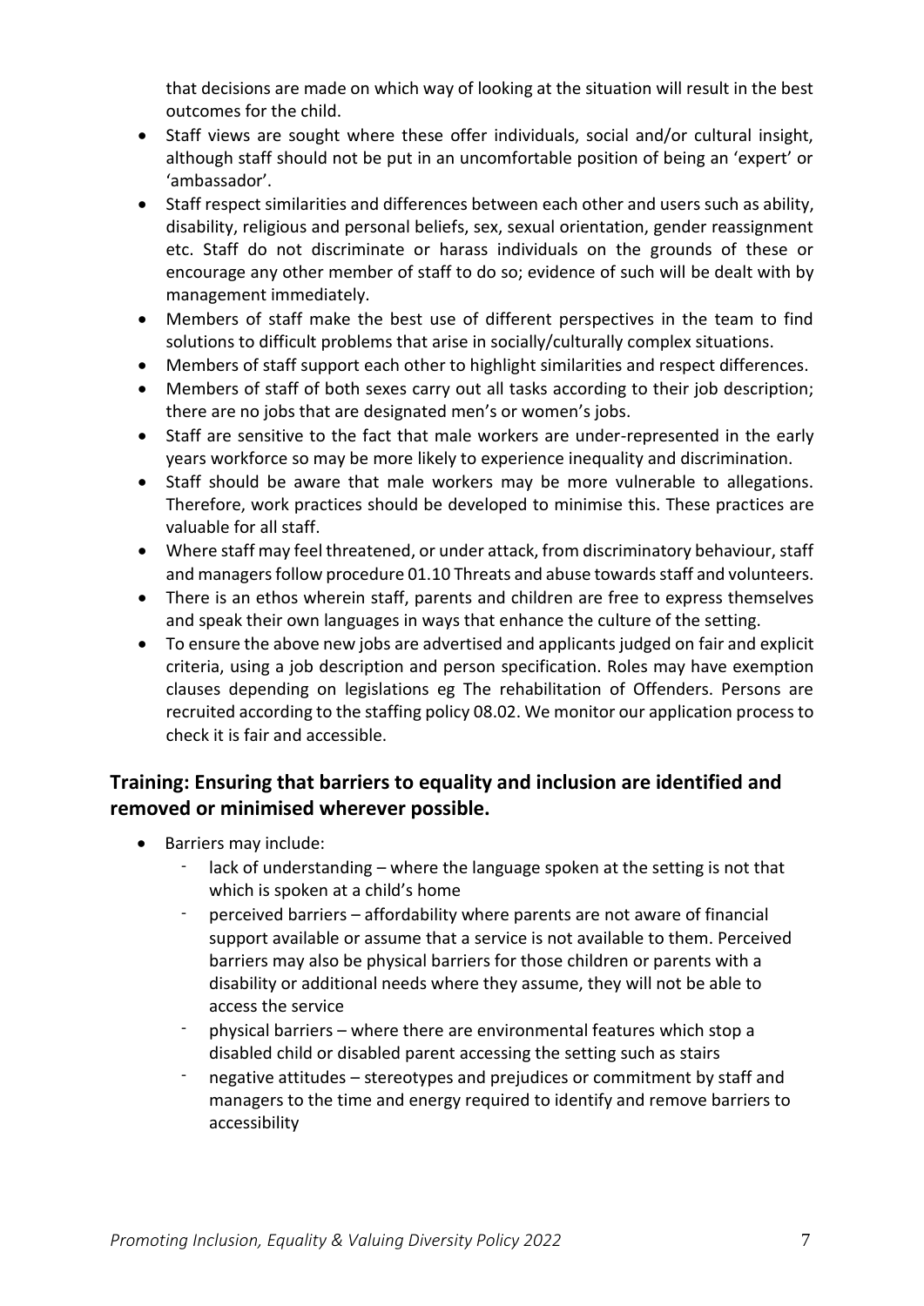that decisions are made on which way of looking at the situation will result in the best outcomes for the child.

- Staff views are sought where these offer individuals, social and/or cultural insight, although staff should not be put in an uncomfortable position of being an 'expert' or 'ambassador'.
- Staff respect similarities and differences between each other and users such as ability, disability, religious and personal beliefs, sex, sexual orientation, gender reassignment etc. Staff do not discriminate or harass individuals on the grounds of these or encourage any other member of staff to do so; evidence of such will be dealt with by management immediately.
- Members of staff make the best use of different perspectives in the team to find solutions to difficult problems that arise in socially/culturally complex situations.
- Members of staff support each other to highlight similarities and respect differences.
- Members of staff of both sexes carry out all tasks according to their job description; there are no jobs that are designated men's or women's jobs.
- Staff are sensitive to the fact that male workers are under-represented in the early years workforce so may be more likely to experience inequality and discrimination.
- Staff should be aware that male workers may be more vulnerable to allegations. Therefore, work practices should be developed to minimise this. These practices are valuable for all staff.
- Where staff may feel threatened, or under attack, from discriminatory behaviour, staff and managers follow procedure 01.10 Threats and abuse towards staff and volunteers.
- There is an ethos wherein staff, parents and children are free to express themselves and speak their own languages in ways that enhance the culture of the setting.
- To ensure the above new jobs are advertised and applicants judged on fair and explicit criteria, using a job description and person specification. Roles may have exemption clauses depending on legislations eg The rehabilitation of Offenders. Persons are recruited according to the staffing policy 08.02. We monitor our application process to check it is fair and accessible.

## Training: Ensuring that barriers to equality and inclusion are identified and removed or minimised wherever possible.

- Barriers may include:
  - lack of understanding – where the language spoken at the setting is not that which is spoken at a child's home
  - perceived barriers – affordability where parents are not aware of financial support available or assume that a service is not available to them. Perceived barriers may also be physical barriers for those children or parents with a disability or additional needs where they assume, they will not be able to access the service
  - physical barriers – where there are environmental features which stop a disabled child or disabled parent accessing the setting such as stairs
  - negative attitudes – stereotypes and prejudices or commitment by staff and managers to the time and energy required to identify and remove barriers to accessibility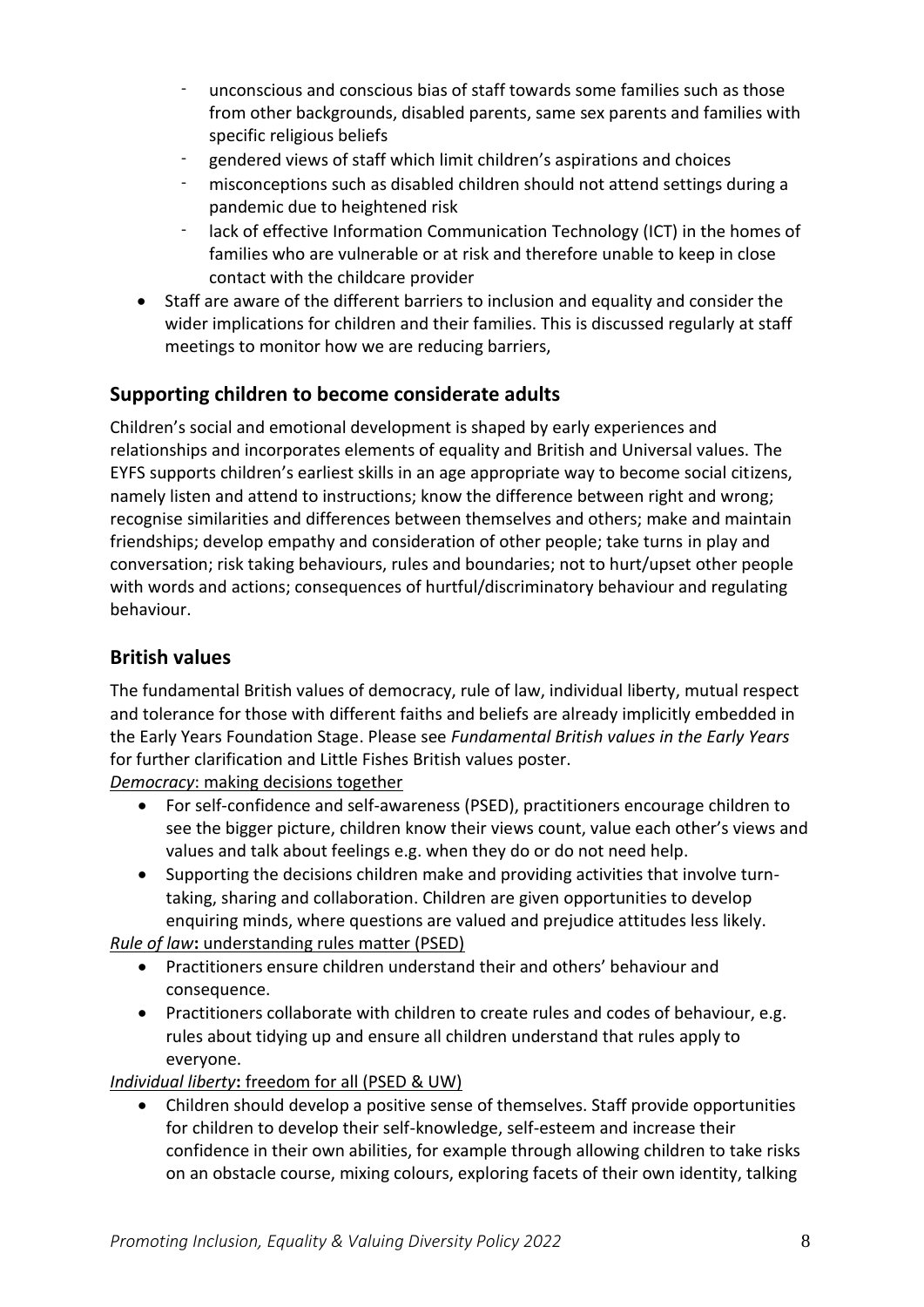- unconscious and conscious bias of staff towards some families such as those from other backgrounds, disabled parents, same sex parents and families with specific religious beliefs
  - gendered views of staff which limit children's aspirations and choices
  - misconceptions such as disabled children should not attend settings during a pandemic due to heightened risk
  - lack of effective Information Communication Technology (ICT) in the homes of families who are vulnerable or at risk and therefore unable to keep in close contact with the childcare provider
- Staff are aware of the different barriers to inclusion and equality and consider the wider implications for children and their families. This is discussed regularly at staff meetings to monitor how we are reducing barriers,

## Supporting children to become considerate adults

Children's social and emotional development is shaped by early experiences and relationships and incorporates elements of equality and British and Universal values. The EYFS supports children's earliest skills in an age appropriate way to become social citizens, namely listen and attend to instructions; know the difference between right and wrong; recognise similarities and differences between themselves and others; make and maintain friendships; develop empathy and consideration of other people; take turns in play and conversation; risk taking behaviours, rules and boundaries; not to hurt/upset other people with words and actions; consequences of hurtful/discriminatory behaviour and regulating behaviour.

## British values

The fundamental British values of democracy, rule of law, individual liberty, mutual respect and tolerance for those with different faiths and beliefs are already implicitly embedded in the Early Years Foundation Stage. Please see *Fundamental British values in the Early Years* for further clarification and Little Fishes British values poster.

*Democracy*: making decisions together

- For self-confidence and self-awareness (PSED), practitioners encourage children to see the bigger picture, children know their views count, value each other's views and values and talk about feelings e.g. when they do or do not need help.
- Supporting the decisions children make and providing activities that involve turn-taking, sharing and collaboration. Children are given opportunities to develop enquiring minds, where questions are valued and prejudice attitudes less likely.

*Rule of law*: understanding rules matter (PSED)

- Practitioners ensure children understand their and others' behaviour and consequence.
- Practitioners collaborate with children to create rules and codes of behaviour, e.g. rules about tidying up and ensure all children understand that rules apply to everyone.

*Individual liberty*: freedom for all (PSED & UW)

- Children should develop a positive sense of themselves. Staff provide opportunities for children to develop their self-knowledge, self-esteem and increase their confidence in their own abilities, for example through allowing children to take risks on an obstacle course, mixing colours, exploring facets of their own identity, talking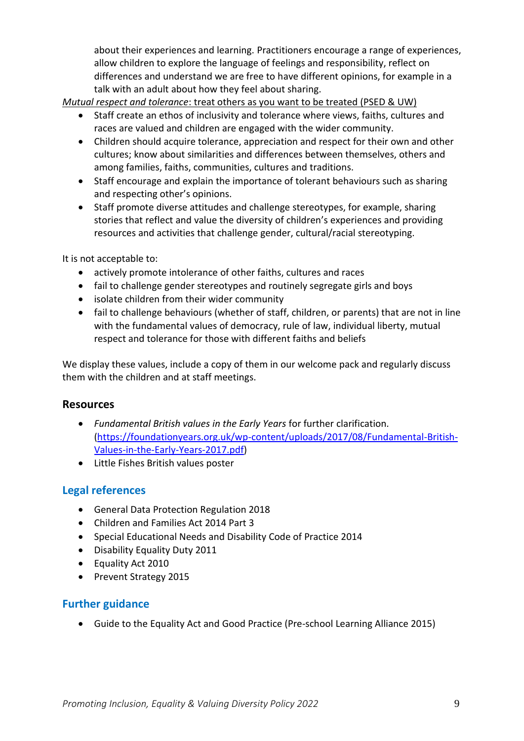about their experiences and learning. Practitioners encourage a range of experiences, allow children to explore the language of feelings and responsibility, reflect on differences and understand we are free to have different opinions, for example in a talk with an adult about how they feel about sharing.

*Mutual respect and tolerance*: treat others as you want to be treated (PSED & UW)

- Staff create an ethos of inclusivity and tolerance where views, faiths, cultures and races are valued and children are engaged with the wider community.
- Children should acquire tolerance, appreciation and respect for their own and other cultures; know about similarities and differences between themselves, others and among families, faiths, communities, cultures and traditions.
- Staff encourage and explain the importance of tolerant behaviours such as sharing and respecting other's opinions.
- Staff promote diverse attitudes and challenge stereotypes, for example, sharing stories that reflect and value the diversity of children's experiences and providing resources and activities that challenge gender, cultural/racial stereotyping.

It is not acceptable to:

- actively promote intolerance of other faiths, cultures and races
- fail to challenge gender stereotypes and routinely segregate girls and boys
- isolate children from their wider community
- fail to challenge behaviours (whether of staff, children, or parents) that are not in line with the fundamental values of democracy, rule of law, individual liberty, mutual respect and tolerance for those with different faiths and beliefs

We display these values, include a copy of them in our welcome pack and regularly discuss them with the children and at staff meetings.

### Resources

- *Fundamental British values in the Early Years* for further clarification. (https://foundationyears.org.uk/wp-content/uploads/2017/08/Fundamental-British-Values-in-the-Early-Years-2017.pdf)
- Little Fishes British values poster

## Legal references

- General Data Protection Regulation 2018
- Children and Families Act 2014 Part 3
- Special Educational Needs and Disability Code of Practice 2014
- Disability Equality Duty 2011
- Equality Act 2010
- Prevent Strategy 2015

## Further guidance

- Guide to the Equality Act and Good Practice (Pre-school Learning Alliance 2015)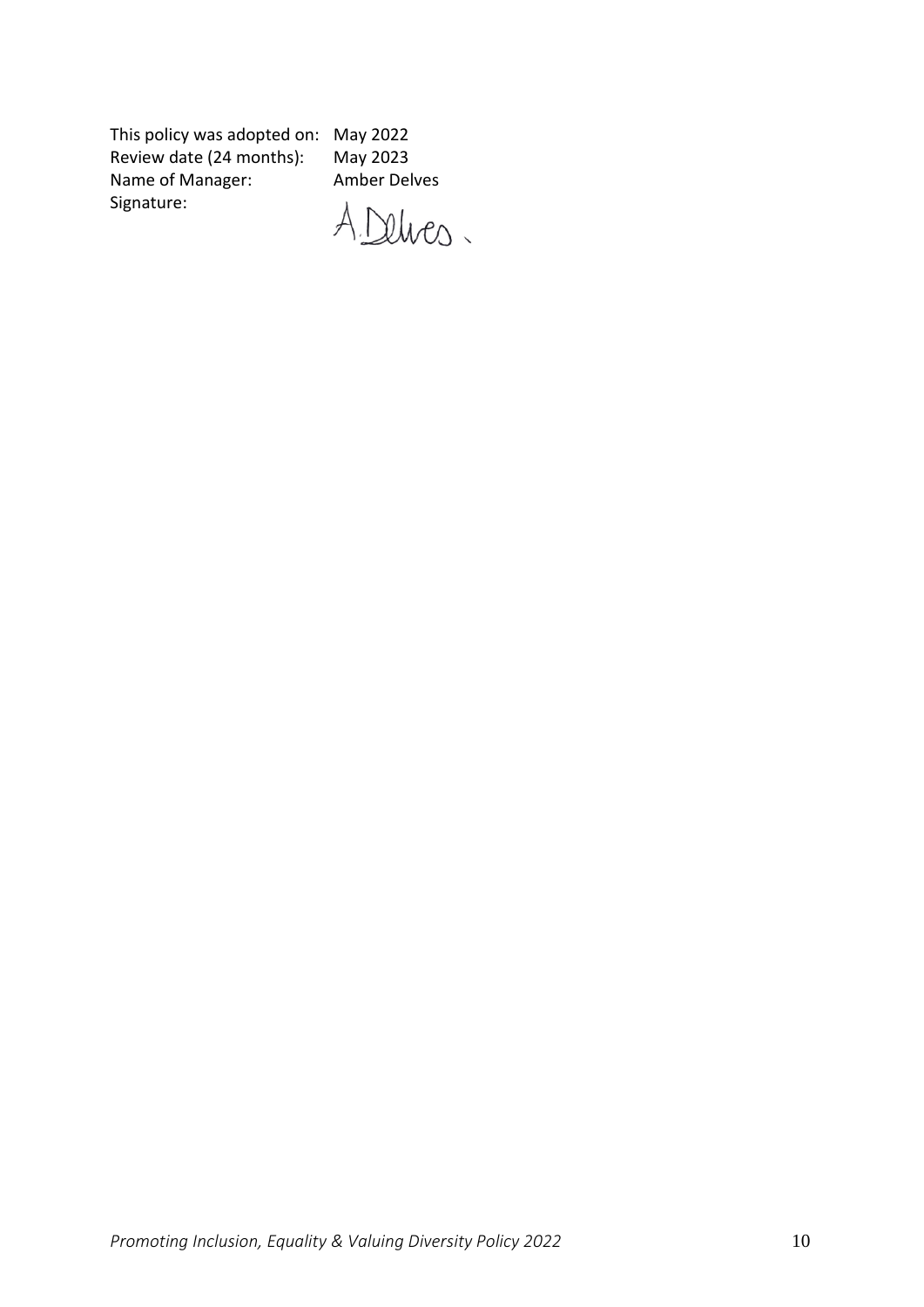| | |
|---|---|
| This policy was adopted on: | May 2022 |
| Review date (24 months): | May 2023 |
| Name of Manager: | Amber Delves |
| Signature: | A. Delves. |